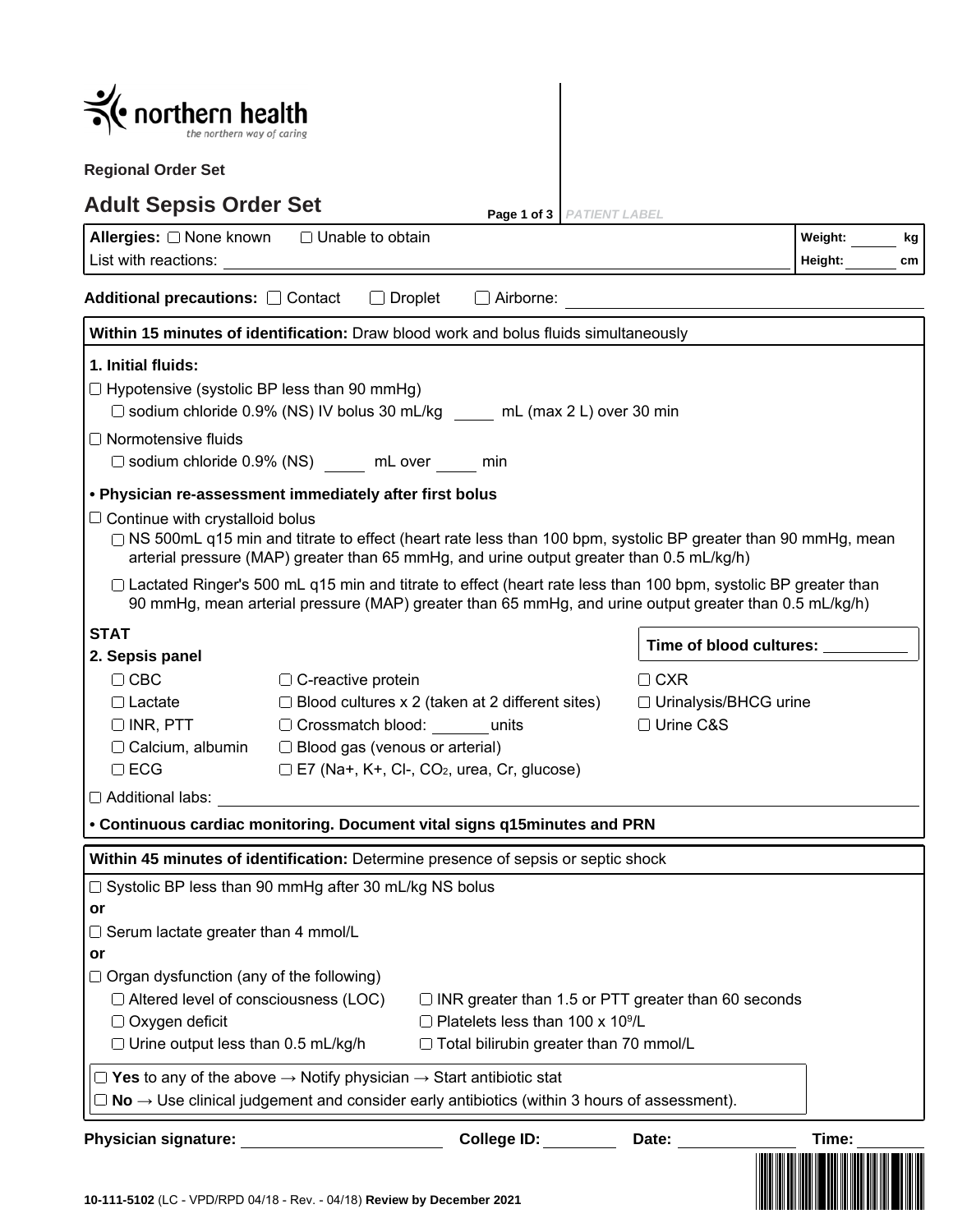northern health
*the northern way of caring*

Regional Order Set

# Adult Sepsis Order Set

PATIENT LABEL

**Allergies:** ☐ None known ☐ Unable to obtain
List with reactions: \_\_\_\_\_\_\_\_\_\_

**Weight:** \_\_\_\_ kg
**Height:** \_\_\_\_ cm

**Additional precautions:** ☐ Contact ☐ Droplet ☐ Airborne: \_\_\_\_\_\_\_\_\_\_

**Within 15 minutes of identification:** Draw blood work and bolus fluids simultaneously

**1. Initial fluids:**

☐ Hypotensive (systolic BP less than 90 mmHg)
- ☐ sodium chloride 0.9% (NS) IV bolus 30 mL/kg \_\_\_\_ mL (max 2 L) over 30 min

☐ Normotensive fluids
- ☐ sodium chloride 0.9% (NS) \_\_\_\_ mL over \_\_\_\_ min

**• Physician re-assessment immediately after first bolus**

☐ Continue with crystalloid bolus
- ☐ NS 500mL q15 min and titrate to effect (heart rate less than 100 bpm, systolic BP greater than 90 mmHg, mean arterial pressure (MAP) greater than 65 mmHg, and urine output greater than 0.5 mL/kg/h)
- ☐ Lactated Ringer's 500 mL q15 min and titrate to effect (heart rate less than 100 bpm, systolic BP greater than 90 mmHg, mean arterial pressure (MAP) greater than 65 mmHg, and urine output greater than 0.5 mL/kg/h)

**STAT**

**2. Sepsis panel**

**Time of blood cultures:** \_\_\_\_\_\_\_\_

| | | |
|---|---|---|
| ☐ CBC | ☐ C-reactive protein | ☐ CXR |
| ☐ Lactate | ☐ Blood cultures x 2 (taken at 2 different sites) | ☐ Urinalysis/BHCG urine |
| ☐ INR, PTT | ☐ Crossmatch blood: \_\_\_\_ units | ☐ Urine C&S |
| ☐ Calcium, albumin | ☐ Blood gas (venous or arterial) | |
| ☐ ECG | ☐ E7 (Na+, K+, Cl-, $CO_2$, urea, Cr, glucose) | |

☐ Additional labs: \_\_\_\_\_\_\_\_\_\_

**• Continuous cardiac monitoring. Document vital signs q15minutes and PRN**

**Within 45 minutes of identification:** Determine presence of sepsis or septic shock

☐ Systolic BP less than 90 mmHg after 30 mL/kg NS bolus

**or**

☐ Serum lactate greater than 4 mmol/L

**or**

☐ Organ dysfunction (any of the following)

| | |
|---|---|
| ☐ Altered level of consciousness (LOC) | ☐ INR greater than 1.5 or PTT greater than 60 seconds |
| ☐ Oxygen deficit | ☐ Platelets less than 100 x $10^9$/L |
| ☐ Urine output less than 0.5 mL/kg/h | ☐ Total bilirubin greater than 70 mmol/L |

☐ **Yes** to any of the above → Notify physician → Start antibiotic stat
☐ **No** → Use clinical judgement and consider early antibiotics (within 3 hours of assessment).

**Physician signature:** \_\_\_\_\_\_\_\_ **College ID:** \_\_\_\_ **Date:** \_\_\_\_ **Time:** \_\_\_\_

**10-111-5102** (LC - VPD/RPD 04/18 - Rev. - 04/18) **Review by December 2021**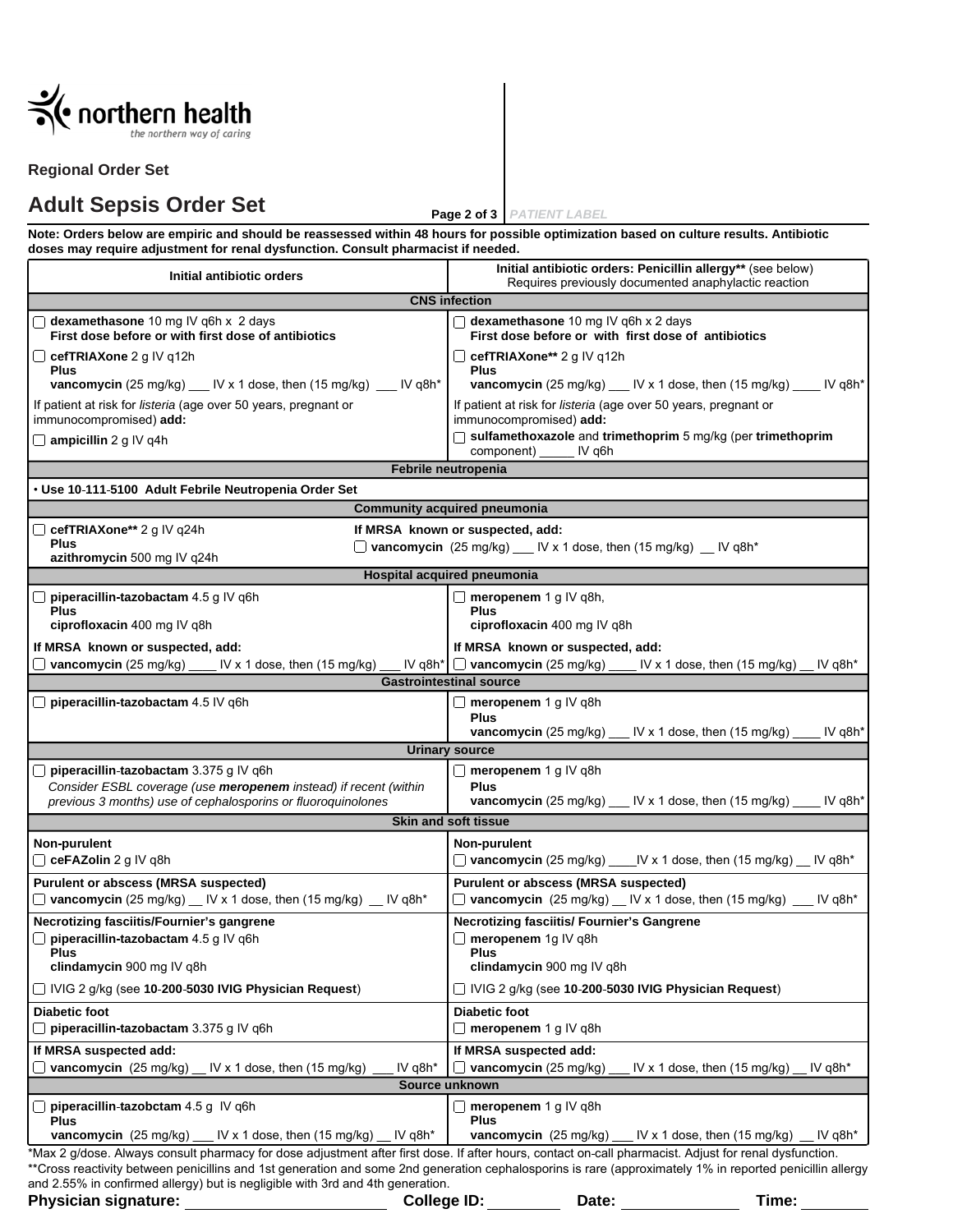northern health
*the northern way of caring*

**Regional Order Set**

# Adult Sepsis Order Set

PATIENT LABEL

**Note: Orders below are empiric and should be reassessed within 48 hours for possible optimization based on culture results. Antibiotic doses may require adjustment for renal dysfunction. Consult pharmacist if needed.**

| Initial antibiotic orders | Initial antibiotic orders: Penicillin allergy** (see below) Requires previously documented anaphylactic reaction |
|---|---|
| **CNS infection** | |
| ☐ **dexamethasone** 10 mg IV q6h x 2 days **First dose before or with first dose of antibiotics** | ☐ **dexamethasone** 10 mg IV q6h x 2 days **First dose before or with first dose of antibiotics** |
| ☐ **cefTRIAXone** 2 g IV q12h **Plus** **vancomycin** (25 mg/kg) ___ IV x 1 dose, then (15 mg/kg) ___ IV q8h* | ☐ **cefTRIAXone**** 2 g IV q12h **Plus** **vancomycin** (25 mg/kg) ___ IV x 1 dose, then (15 mg/kg) ____ IV q8h* |
| If patient at risk for *listeria* (age over 50 years, pregnant or immunocompromised) **add:** | If patient at risk for *listeria* (age over 50 years, pregnant or immunocompromised) **add:** |
| ☐ **ampicillin** 2 g IV q4h | ☐ **sulfamethoxazole** and **trimethoprim** 5 mg/kg (per **trimethoprim** component) _____ IV q6h |
| **Febrile neutropenia** | |
| • **Use 10-111-5100 Adult Febrile Neutropenia Order Set** | |
| **Community acquired pneumonia** | |
| ☐ **cefTRIAXone**** 2 g IV q24h **Plus** **azithromycin** 500 mg IV q24h | **If MRSA known or suspected, add:** ☐ **vancomycin** (25 mg/kg) ___ IV x 1 dose, then (15 mg/kg) __ IV q8h* |
| **Hospital acquired pneumonia** | |
| ☐ **piperacillin-tazobactam** 4.5 g IV q6h **Plus** **ciprofloxacin** 400 mg IV q8h | ☐ **meropenem** 1 g IV q8h, **Plus** **ciprofloxacin** 400 mg IV q8h |
| **If MRSA known or suspected, add:** ☐ **vancomycin** (25 mg/kg) ____ IV x 1 dose, then (15 mg/kg) ___ IV q8h* | **If MRSA known or suspected, add:** ☐ **vancomycin** (25 mg/kg) ____ IV x 1 dose, then (15 mg/kg) __ IV q8h* |
| **Gastrointestinal source** | |
| ☐ **piperacillin-tazobactam** 4.5 IV q6h | ☐ **meropenem** 1 g IV q8h **Plus** **vancomycin** (25 mg/kg) ___ IV x 1 dose, then (15 mg/kg) ____ IV q8h* |
| **Urinary source** | |
| ☐ **piperacillin-tazobactam** 3.375 g IV q6h *Consider ESBL coverage (use **meropenem** instead) if recent (within previous 3 months) use of cephalosporins or fluoroquinolones* | ☐ **meropenem** 1 g IV q8h **Plus** **vancomycin** (25 mg/kg) ___ IV x 1 dose, then (15 mg/kg) ____ IV q8h* |
| **Skin and soft tissue** | |
| **Non-purulent** ☐ **ceFAZolin** 2 g IV q8h | **Non-purulent** ☐ **vancomycin** (25 mg/kg) ____IV x 1 dose, then (15 mg/kg) __ IV q8h* |
| **Purulent or abscess (MRSA suspected)** ☐ **vancomycin** (25 mg/kg) __ IV x 1 dose, then (15 mg/kg) __ IV q8h* | **Purulent or abscess (MRSA suspected)** ☐ **vancomycin** (25 mg/kg) __ IV x 1 dose, then (15 mg/kg) ___ IV q8h* |
| **Necrotizing fasciitis/Fournier's gangrene** ☐ **piperacillin-tazobactam** 4.5 g IV q6h **Plus** **clindamycin** 900 mg IV q8h | **Necrotizing fasciitis/ Fournier's Gangrene** ☐ **meropenem** 1g IV q8h **Plus** **clindamycin** 900 mg IV q8h |
| ☐ IVIG 2 g/kg (see **10-200-5030 IVIG Physician Request**) | ☐ IVIG 2 g/kg (see **10-200-5030 IVIG Physician Request**) |
| **Diabetic foot** ☐ **piperacillin-tazobactam** 3.375 g IV q6h | **Diabetic foot** ☐ **meropenem** 1 g IV q8h |
| **If MRSA suspected add:** ☐ **vancomycin** (25 mg/kg) __ IV x 1 dose, then (15 mg/kg) ___ IV q8h* | **If MRSA suspected add:** ☐ **vancomycin** (25 mg/kg) ___ IV x 1 dose, then (15 mg/kg) __ IV q8h* |
| **Source unknown** | |
| ☐ **piperacillin-tazobctam** 4.5 g IV q6h **Plus** **vancomycin** (25 mg/kg) ___ IV x 1 dose, then (15 mg/kg) __ IV q8h* | ☐ **meropenem** 1 g IV q8h **Plus** **vancomycin** (25 mg/kg) ___ IV x 1 dose, then (15 mg/kg) __ IV q8h* |

*Max 2 g/dose. Always consult pharmacy for dose adjustment after first dose. If after hours, contact on-call pharmacist. Adjust for renal dysfunction.

**Cross reactivity between penicillins and 1st generation and some 2nd generation cephalosporins is rare (approximately 1% in reported penicillin allergy and 2.55% in confirmed allergy) but is negligible with 3rd and 4th generation.

**Physician signature:** ____________________ **College ID:** ________ **Date:** ____________ **Time:** ________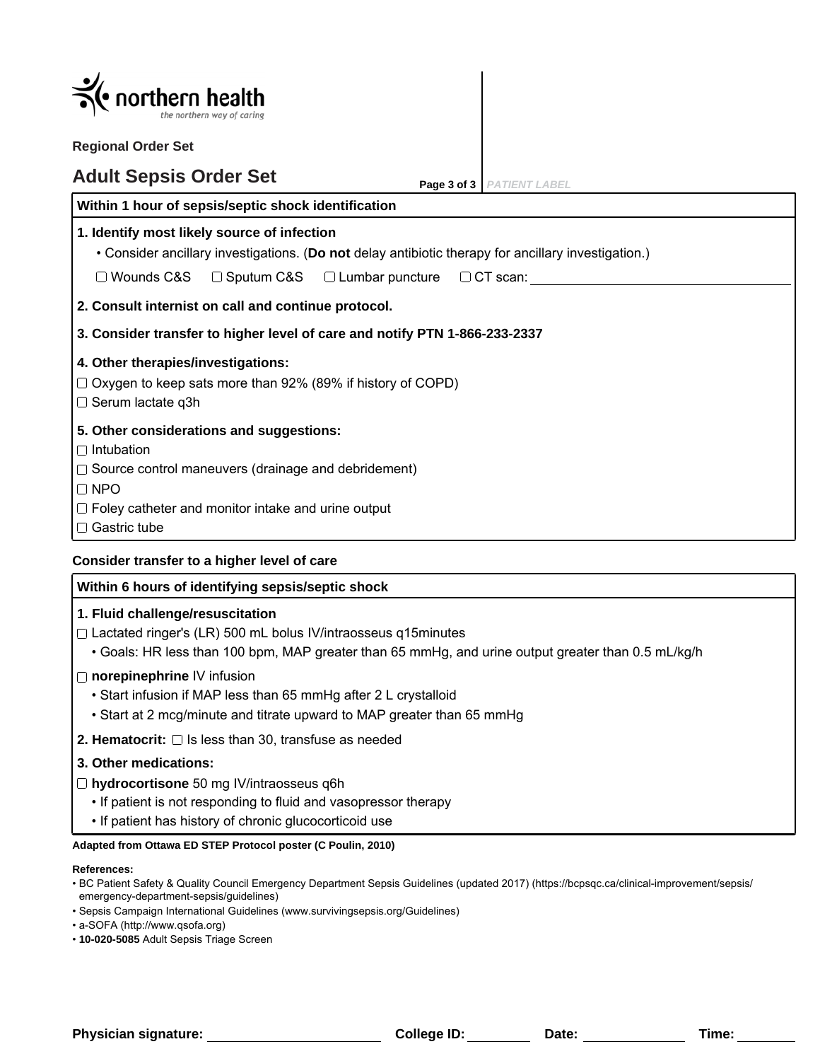northern health
*the northern way of caring*

**Regional Order Set**

# Adult Sepsis Order Set

PATIENT LABEL

## Within 1 hour of sepsis/septic shock identification

**1. Identify most likely source of infection**

- Consider ancillary investigations. (**Do not** delay antibiotic therapy for ancillary investigation.)

☐ Wounds C&S ☐ Sputum C&S ☐ Lumbar puncture ☐ CT scan: ____________________

**2. Consult internist on call and continue protocol.**

**3. Consider transfer to higher level of care and notify PTN 1-866-233-2337**

**4. Other therapies/investigations:**

☐ Oxygen to keep sats more than 92% (89% if history of COPD)

☐ Serum lactate q3h

**5. Other considerations and suggestions:**

☐ Intubation

☐ Source control maneuvers (drainage and debridement)

☐ NPO

☐ Foley catheter and monitor intake and urine output

☐ Gastric tube

**Consider transfer to a higher level of care**

## Within 6 hours of identifying sepsis/septic shock

**1. Fluid challenge/resuscitation**

☐ Lactated ringer's (LR) 500 mL bolus IV/intraosseus q15minutes

- Goals: HR less than 100 bpm, MAP greater than 65 mmHg, and urine output greater than 0.5 mL/kg/h

☐ **norepinephrine** IV infusion

- Start infusion if MAP less than 65 mmHg after 2 L crystalloid
- Start at 2 mcg/minute and titrate upward to MAP greater than 65 mmHg

**2. Hematocrit:** ☐ Is less than 30, transfuse as needed

**3. Other medications:**

☐ **hydrocortisone** 50 mg IV/intraosseus q6h

- If patient is not responding to fluid and vasopressor therapy
- If patient has history of chronic glucocorticoid use

**Adapted from Ottawa ED STEP Protocol poster (C Poulin, 2010)**

**References:**

- BC Patient Safety & Quality Council Emergency Department Sepsis Guidelines (updated 2017) (https://bcpsqc.ca/clinical-improvement/sepsis/emergency-department-sepsis/guidelines)
- Sepsis Campaign International Guidelines (www.survivingsepsis.org/Guidelines)
- a-SOFA (http://www.qsofa.org)
- **10-020-5085** Adult Sepsis Triage Screen

**Physician signature:** ____________________ **College ID:** __________ **Date:** __________ **Time:** __________